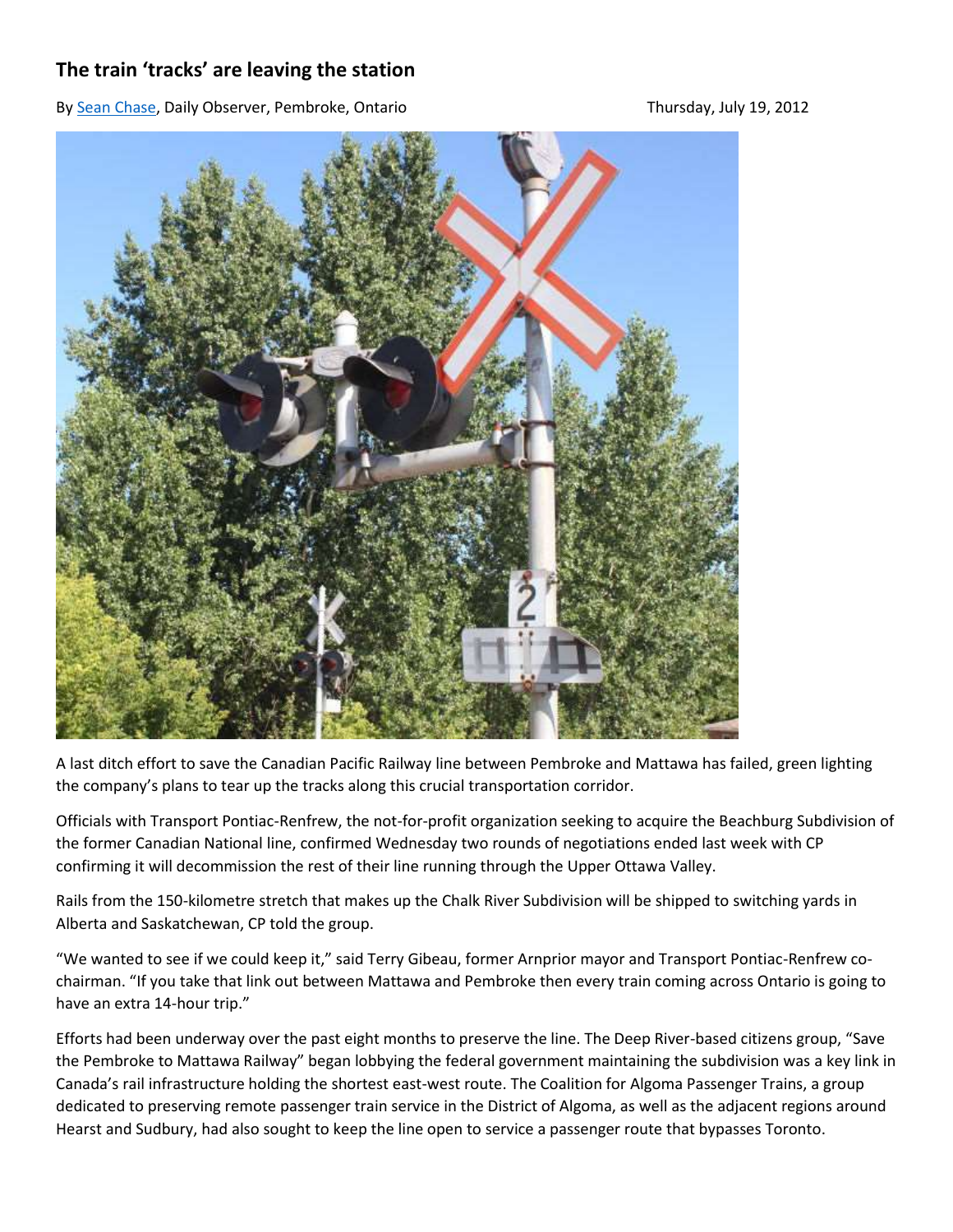# The train 'tracks' are leaving the station

By Sean Chase, Daily Observer, Pembroke, Ontario Thursday, July 19, 2012

A last ditch effort to save the Canadian Pacific Railway line between Pembroke and Mattawa has failed, green lighting the company's plans to tear up the tracks along this crucial transportation corridor.

Officials with Transport Pontiac-Renfrew, the not-for-profit organization seeking to acquire the Beachburg Subdivision of the former Canadian National line, confirmed Wednesday two rounds of negotiations ended last week with CP confirming it will decommission the rest of their line running through the Upper Ottawa Valley.

Rails from the 150-kilometre stretch that makes up the Chalk River Subdivision will be shipped to switching yards in Alberta and Saskatchewan, CP told the group.

"We wanted to see if we could keep it," said Terry Gibeau, former Arnprior mayor and Transport Pontiac-Renfrew co-chairman. "If you take that link out between Mattawa and Pembroke then every train coming across Ontario is going to have an extra 14-hour trip."

Efforts had been underway over the past eight months to preserve the line. The Deep River-based citizens group, "Save the Pembroke to Mattawa Railway" began lobbying the federal government maintaining the subdivision was a key link in Canada's rail infrastructure holding the shortest east-west route. The Coalition for Algoma Passenger Trains, a group dedicated to preserving remote passenger train service in the District of Algoma, as well as the adjacent regions around Hearst and Sudbury, had also sought to keep the line open to service a passenger route that bypasses Toronto.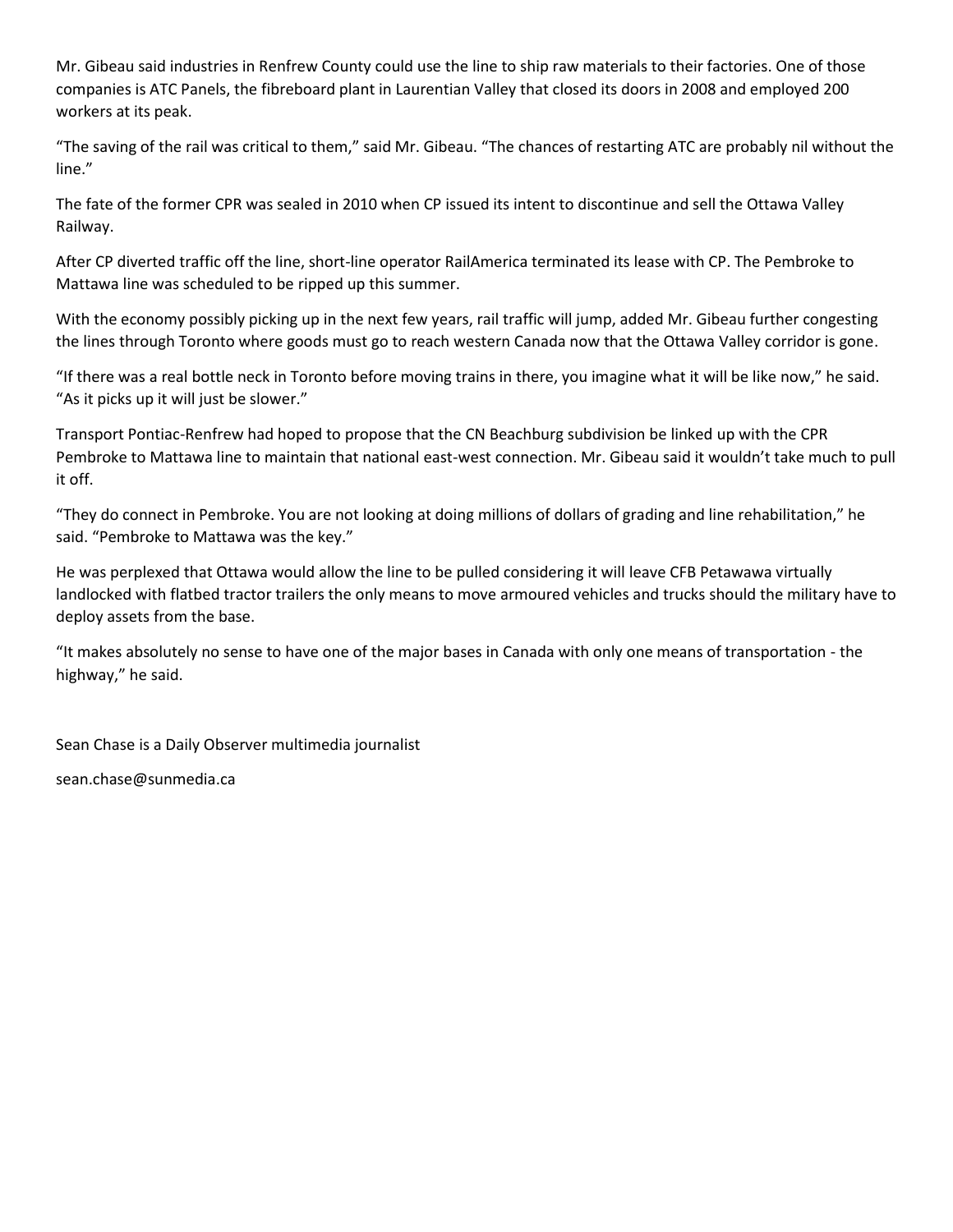Mr. Gibeau said industries in Renfrew County could use the line to ship raw materials to their factories. One of those companies is ATC Panels, the fibreboard plant in Laurentian Valley that closed its doors in 2008 and employed 200 workers at its peak.

“The saving of the rail was critical to them,” said Mr. Gibeau. “The chances of restarting ATC are probably nil without the line.”

The fate of the former CPR was sealed in 2010 when CP issued its intent to discontinue and sell the Ottawa Valley Railway.

After CP diverted traffic off the line, short-line operator RailAmerica terminated its lease with CP. The Pembroke to Mattawa line was scheduled to be ripped up this summer.

With the economy possibly picking up in the next few years, rail traffic will jump, added Mr. Gibeau further congesting the lines through Toronto where goods must go to reach western Canada now that the Ottawa Valley corridor is gone.

“If there was a real bottle neck in Toronto before moving trains in there, you imagine what it will be like now,” he said. “As it picks up it will just be slower.”

Transport Pontiac-Renfrew had hoped to propose that the CN Beachburg subdivision be linked up with the CPR Pembroke to Mattawa line to maintain that national east-west connection. Mr. Gibeau said it wouldn’t take much to pull it off.

“They do connect in Pembroke. You are not looking at doing millions of dollars of grading and line rehabilitation,” he said. “Pembroke to Mattawa was the key.”

He was perplexed that Ottawa would allow the line to be pulled considering it will leave CFB Petawawa virtually landlocked with flatbed tractor trailers the only means to move armoured vehicles and trucks should the military have to deploy assets from the base.

“It makes absolutely no sense to have one of the major bases in Canada with only one means of transportation - the highway,” he said.

Sean Chase is a Daily Observer multimedia journalist

sean.chase@sunmedia.ca